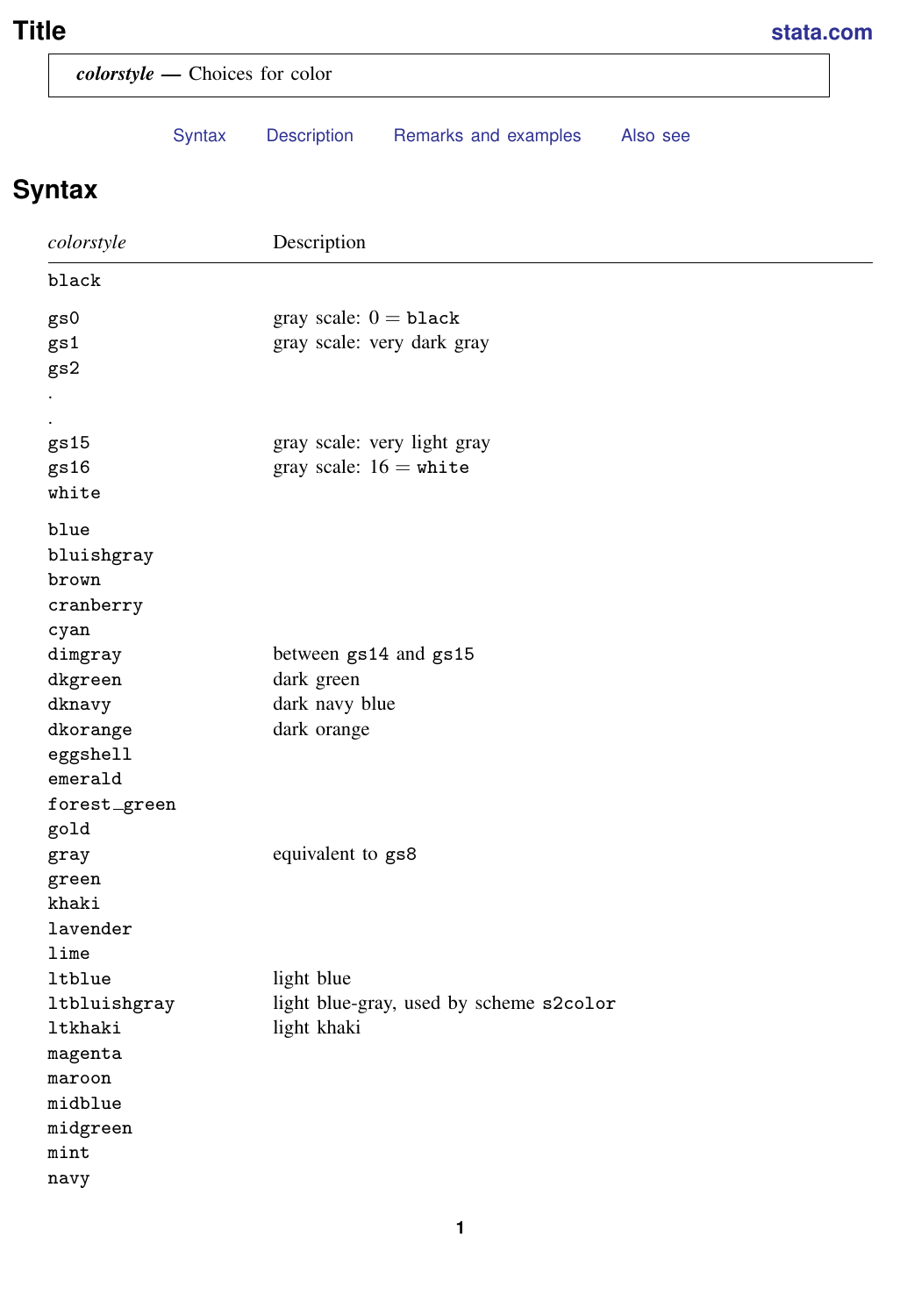# Title

**stata.com**

| |
|---|
| ***colorstyle* —** Choices for color |

Syntax    Description    Remarks and examples    Also see

## Syntax

| *colorstyle* | Description |
|---|---|
| `black` | |
| | |
| `gs0` | gray scale: 0 = `black` |
| `gs1` | gray scale: very dark gray |
| `gs2` | |
| . | |
| . | |
| `gs15` | gray scale: very light gray |
| `gs16` | gray scale: 16 = `white` |
| `white` | |
| | |
| `blue` | |
| `bluishgray` | |
| `brown` | |
| `cranberry` | |
| `cyan` | |
| `dimgray` | between `gs14` and `gs15` |
| `dkgreen` | dark green |
| `dknavy` | dark navy blue |
| `dkorange` | dark orange |
| `eggshell` | |
| `emerald` | |
| `forest_green` | |
| `gold` | |
| `gray` | equivalent to `gs8` |
| `green` | |
| `khaki` | |
| `lavender` | |
| `lime` | |
| `ltblue` | light blue |
| `ltbluishgray` | light blue-gray, used by scheme `s2color` |
| `ltkhaki` | light khaki |
| `magenta` | |
| `maroon` | |
| `midblue` | |
| `midgreen` | |
| `mint` | |
| `navy` | |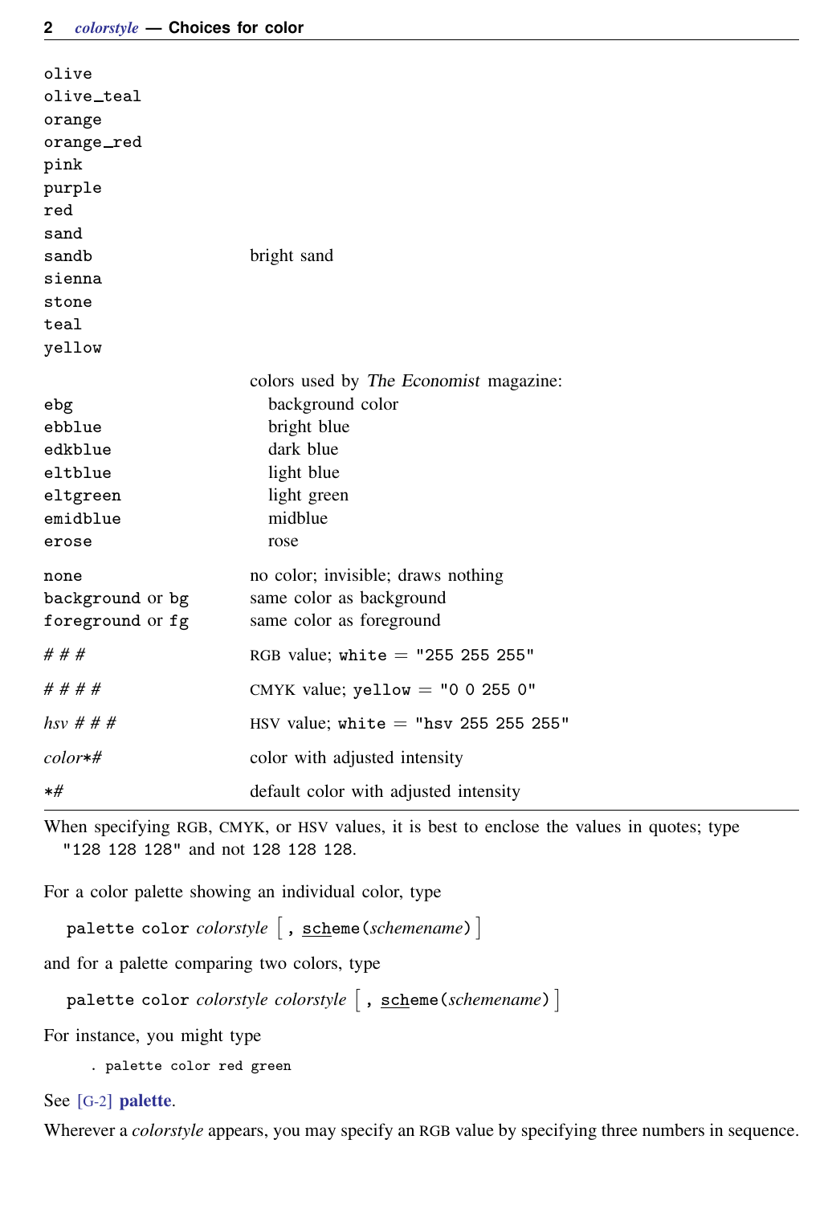| | |
|---|---|
| `olive` | |
| `olive_teal` | |
| `orange` | |
| `orange_red` | |
| `pink` | |
| `purple` | |
| `red` | |
| `sand` | |
| `sandb` | bright sand |
| `sienna` | |
| `stone` | |
| `teal` | |
| `yellow` | |
| | colors used by *The Economist* magazine: |
| `ebg` | background color |
| `ebblue` | bright blue |
| `edkblue` | dark blue |
| `eltblue` | light blue |
| `eltgreen` | light green |
| `emidblue` | midblue |
| `erose` | rose |
| `none` | no color; invisible; draws nothing |
| `background` or `bg` | same color as background |
| `foreground` or `fg` | same color as foreground |
| *# # #* | RGB value; `white` = `"255 255 255"` |
| *# # # #* | CMYK value; `yellow` = `"0 0 255 0"` |
| *hsv # # #* | HSV value; `white` = `"hsv 255 255 255"` |
| *color*`*`*#* | color with adjusted intensity |
| `*`*#* | default color with adjusted intensity |

When specifying RGB, CMYK, or HSV values, it is best to enclose the values in quotes; type `"128 128 128"` and not `128 128 128`.

For a color palette showing an individual color, type

`palette color` *colorstyle* [ `,` `scheme(`*schemename*`)` ]

and for a palette comparing two colors, type

`palette color` *colorstyle colorstyle* [ `,` `scheme(`*schemename*`)` ]

For instance, you might type

```
. palette color red green
```

See [G-2] **palette**.

Wherever a *colorstyle* appears, you may specify an RGB value by specifying three numbers in sequence.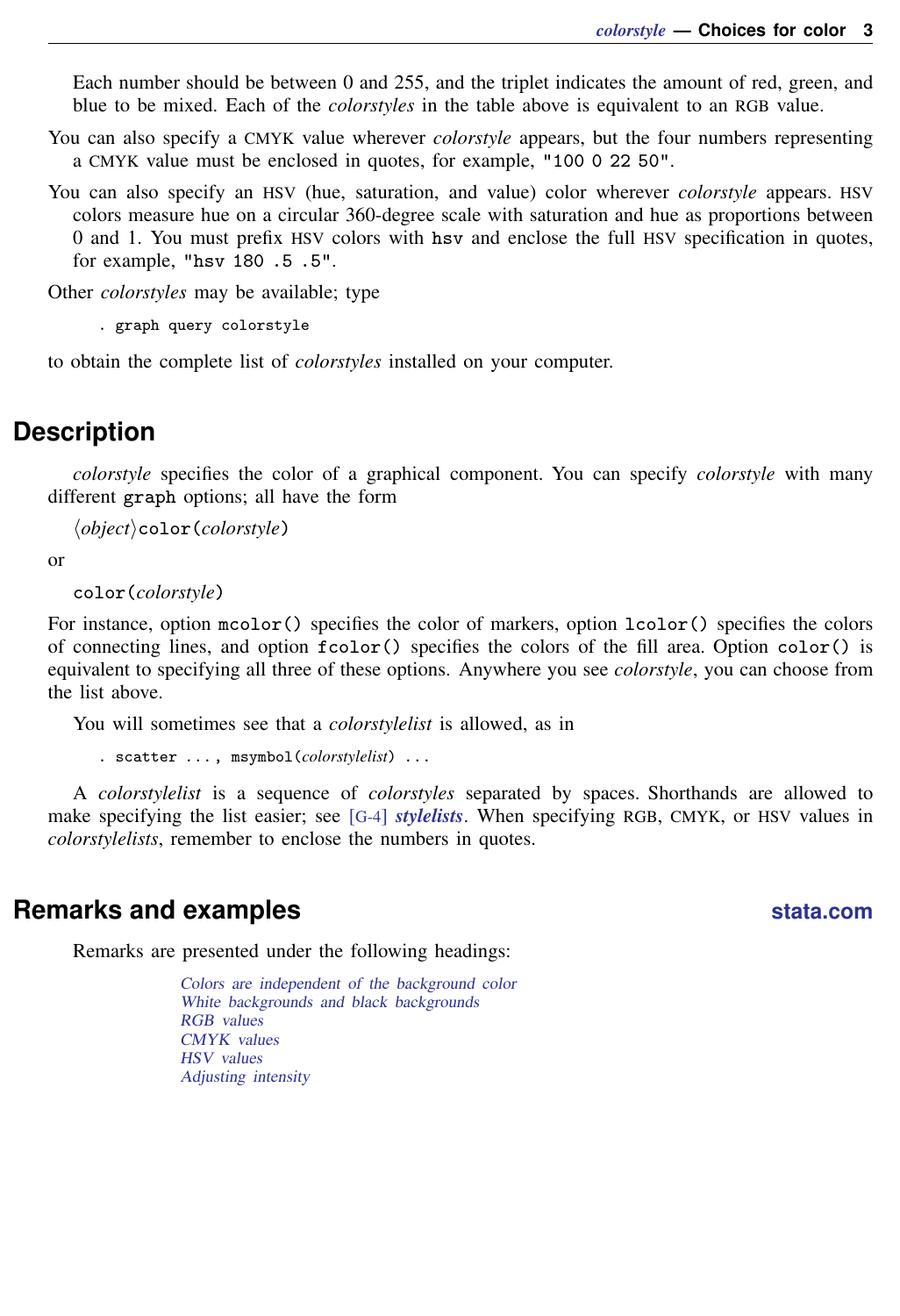Each number should be between 0 and 255, and the triplet indicates the amount of red, green, and blue to be mixed. Each of the *colorstyles* in the table above is equivalent to an RGB value.

You can also specify a CMYK value wherever *colorstyle* appears, but the four numbers representing a CMYK value must be enclosed in quotes, for example, "100 0 22 50".

You can also specify an HSV (hue, saturation, and value) color wherever *colorstyle* appears. HSV colors measure hue on a circular 360-degree scale with saturation and hue as proportions between 0 and 1. You must prefix HSV colors with hsv and enclose the full HSV specification in quotes, for example, "hsv 180 .5 .5".

Other *colorstyles* may be available; type

```
. graph query colorstyle
```

to obtain the complete list of *colorstyles* installed on your computer.

## Description

*colorstyle* specifies the color of a graphical component. You can specify *colorstyle* with many different **graph** options; all have the form

⟨*object*⟩color(*colorstyle*)

or

color(*colorstyle*)

For instance, option mcolor() specifies the color of markers, option lcolor() specifies the colors of connecting lines, and option fcolor() specifies the colors of the fill area. Option color() is equivalent to specifying all three of these options. Anywhere you see *colorstyle*, you can choose from the list above.

You will sometimes see that a *colorstylelist* is allowed, as in

```
. scatter ..., msymbol(colorstylelist) ...
```

A *colorstylelist* is a sequence of *colorstyles* separated by spaces. Shorthands are allowed to make specifying the list easier; see [G-4] ***stylelists***. When specifying RGB, CMYK, or HSV values in *colorstylelists*, remember to enclose the numbers in quotes.

## Remarks and examples

Remarks are presented under the following headings:

- *Colors are independent of the background color*
- *White backgrounds and black backgrounds*
- *RGB values*
- *CMYK values*
- *HSV values*
- *Adjusting intensity*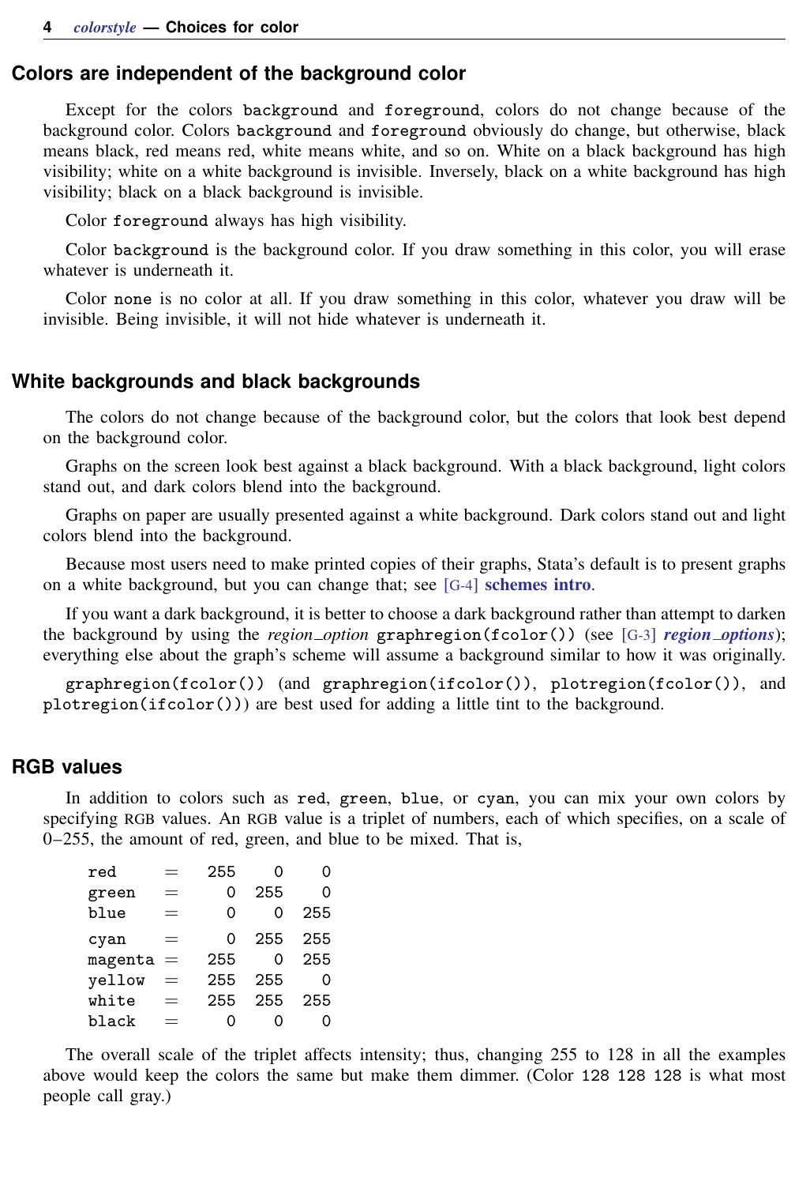## Colors are independent of the background color

Except for the colors `background` and `foreground`, colors do not change because of the background color. Colors `background` and `foreground` obviously do change, but otherwise, black means black, red means red, white means white, and so on. White on a black background has high visibility; white on a white background is invisible. Inversely, black on a white background has high visibility; black on a black background is invisible.

Color `foreground` always has high visibility.

Color `background` is the background color. If you draw something in this color, you will erase whatever is underneath it.

Color `none` is no color at all. If you draw something in this color, whatever you draw will be invisible. Being invisible, it will not hide whatever is underneath it.

## White backgrounds and black backgrounds

The colors do not change because of the background color, but the colors that look best depend on the background color.

Graphs on the screen look best against a black background. With a black background, light colors stand out, and dark colors blend into the background.

Graphs on paper are usually presented against a white background. Dark colors stand out and light colors blend into the background.

Because most users need to make printed copies of their graphs, Stata's default is to present graphs on a white background, but you can change that; see [G-4] **schemes intro**.

If you want a dark background, it is better to choose a dark background rather than attempt to darken the background by using the *region_option* `graphregion(fcolor())` (see [G-3] ***region_options***); everything else about the graph's scheme will assume a background similar to how it was originally.

`graphregion(fcolor())` (and `graphregion(ifcolor())`, `plotregion(fcolor())`, and `plotregion(ifcolor())`) are best used for adding a little tint to the background.

## RGB values

In addition to colors such as `red`, `green`, `blue`, or `cyan`, you can mix your own colors by specifying RGB values. An RGB value is a triplet of numbers, each of which specifies, on a scale of 0–255, the amount of red, green, and blue to be mixed. That is,

```
red     =  255    0    0
green   =    0  255    0
blue    =    0    0  255

cyan    =    0  255  255
magenta =  255    0  255
yellow  =  255  255    0
white   =  255  255  255
black   =    0    0    0
```

The overall scale of the triplet affects intensity; thus, changing 255 to 128 in all the examples above would keep the colors the same but make them dimmer. (Color `128 128 128` is what most people call gray.)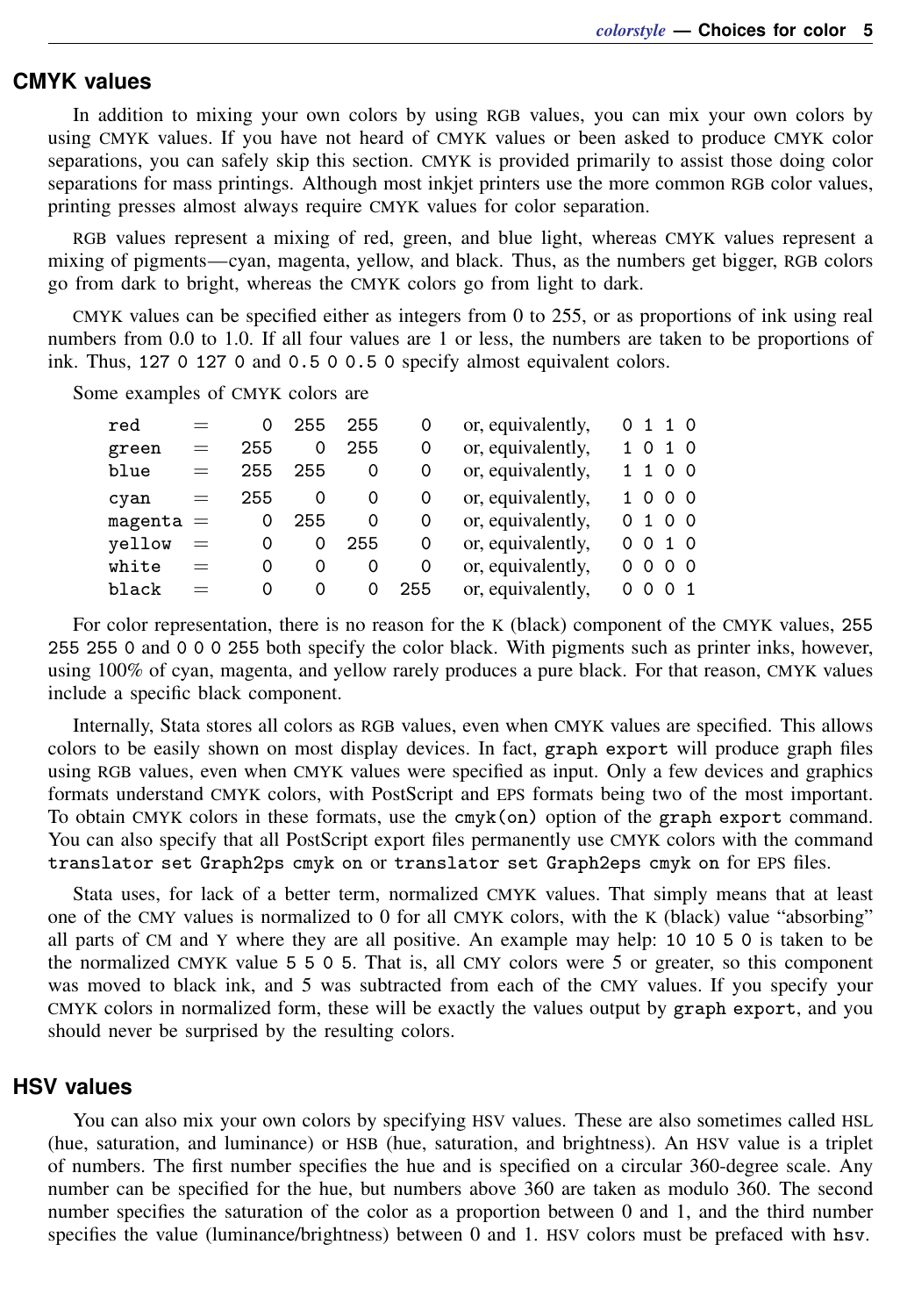## CMYK values

In addition to mixing your own colors by using RGB values, you can mix your own colors by using CMYK values. If you have not heard of CMYK values or been asked to produce CMYK color separations, you can safely skip this section. CMYK is provided primarily to assist those doing color separations for mass printings. Although most inkjet printers use the more common RGB color values, printing presses almost always require CMYK values for color separation.

RGB values represent a mixing of red, green, and blue light, whereas CMYK values represent a mixing of pigments—cyan, magenta, yellow, and black. Thus, as the numbers get bigger, RGB colors go from dark to bright, whereas the CMYK colors go from light to dark.

CMYK values can be specified either as integers from 0 to 255, or as proportions of ink using real numbers from 0.0 to 1.0. If all four values are 1 or less, the numbers are taken to be proportions of ink. Thus, `127 0 127 0` and `0.5 0 0.5 0` specify almost equivalent colors.

Some examples of CMYK colors are

```
red     =    0  255  255    0    or, equivalently,   0 1 1 0
green   =  255    0  255    0    or, equivalently,   1 0 1 0
blue    =  255  255    0    0    or, equivalently,   1 1 0 0

cyan    =  255    0    0    0    or, equivalently,   1 0 0 0
magenta =    0  255    0    0    or, equivalently,   0 1 0 0
yellow  =    0    0  255    0    or, equivalently,   0 0 1 0
white   =    0    0    0    0    or, equivalently,   0 0 0 0
black   =    0    0    0  255    or, equivalently,   0 0 0 1
```

For color representation, there is no reason for the K (black) component of the CMYK values, `255 255 255 0` and `0 0 0 255` both specify the color black. With pigments such as printer inks, however, using 100% of cyan, magenta, and yellow rarely produces a pure black. For that reason, CMYK values include a specific black component.

Internally, Stata stores all colors as RGB values, even when CMYK values are specified. This allows colors to be easily shown on most display devices. In fact, `graph export` will produce graph files using RGB values, even when CMYK values were specified as input. Only a few devices and graphics formats understand CMYK colors, with PostScript and EPS formats being two of the most important. To obtain CMYK colors in these formats, use the `cmyk(on)` option of the `graph export` command. You can also specify that all PostScript export files permanently use CMYK colors with the command `translator set Graph2ps cmyk on` or `translator set Graph2eps cmyk on` for EPS files.

Stata uses, for lack of a better term, normalized CMYK values. That simply means that at least one of the CMY values is normalized to 0 for all CMYK colors, with the K (black) value "absorbing" all parts of CM and Y where they are all positive. An example may help: `10 10 5 0` is taken to be the normalized CMYK value `5 5 0 5`. That is, all CMY colors were 5 or greater, so this component was moved to black ink, and 5 was subtracted from each of the CMY values. If you specify your CMYK colors in normalized form, these will be exactly the values output by `graph export`, and you should never be surprised by the resulting colors.

## HSV values

You can also mix your own colors by specifying HSV values. These are also sometimes called HSL (hue, saturation, and luminance) or HSB (hue, saturation, and brightness). An HSV value is a triplet of numbers. The first number specifies the hue and is specified on a circular 360-degree scale. Any number can be specified for the hue, but numbers above 360 are taken as modulo 360. The second number specifies the saturation of the color as a proportion between 0 and 1, and the third number specifies the value (luminance/brightness) between 0 and 1. HSV colors must be prefaced with `hsv`.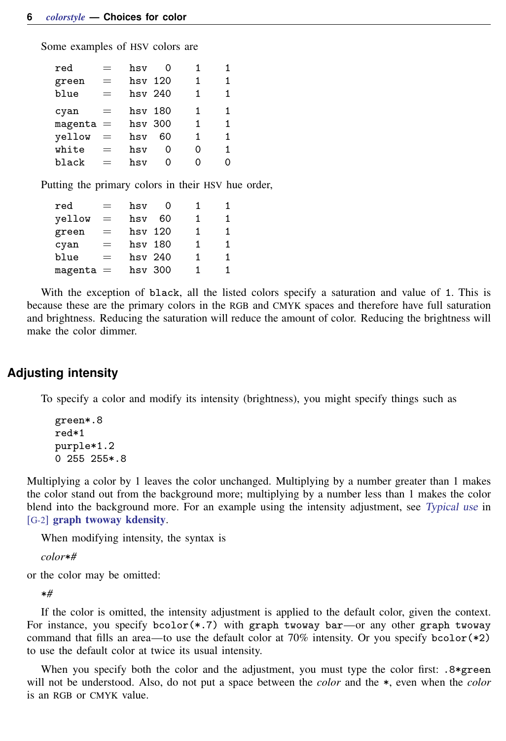Some examples of HSV colors are

```
red     =  hsv   0    1    1
green   =  hsv 120    1    1
blue    =  hsv 240    1    1

cyan    =  hsv 180    1    1
magenta =  hsv 300    1    1
yellow  =  hsv  60    1    1
white   =  hsv   0    0    1
black   =  hsv   0    0    0
```

Putting the primary colors in their HSV hue order,

```
red     =  hsv   0    1    1
yellow  =  hsv  60    1    1
green   =  hsv 120    1    1
cyan    =  hsv 180    1    1
blue    =  hsv 240    1    1
magenta =  hsv 300    1    1
```

With the exception of `black`, all the listed colors specify a saturation and value of `1`. This is because these are the primary colors in the RGB and CMYK spaces and therefore have full saturation and brightness. Reducing the saturation will reduce the amount of color. Reducing the brightness will make the color dimmer.

## Adjusting intensity

To specify a color and modify its intensity (brightness), you might specify things such as

```
green*.8
red*1
purple*1.2
0 255 255*.8
```

Multiplying a color by 1 leaves the color unchanged. Multiplying by a number greater than 1 makes the color stand out from the background more; multiplying by a number less than 1 makes the color blend into the background more. For an example using the intensity adjustment, see *Typical use* in [G-2] **graph twoway kdensity**.

When modifying intensity, the syntax is

*color*\*#*

or the color may be omitted:

*\*#*

If the color is omitted, the intensity adjustment is applied to the default color, given the context. For instance, you specify `bcolor(*.7)` with `graph twoway bar`—or any other `graph twoway` command that fills an area—to use the default color at 70% intensity. Or you specify `bcolor(*2)` to use the default color at twice its usual intensity.

When you specify both the color and the adjustment, you must type the color first: `.8*green` will not be understood. Also, do not put a space between the *color* and the `*`, even when the *color* is an RGB or CMYK value.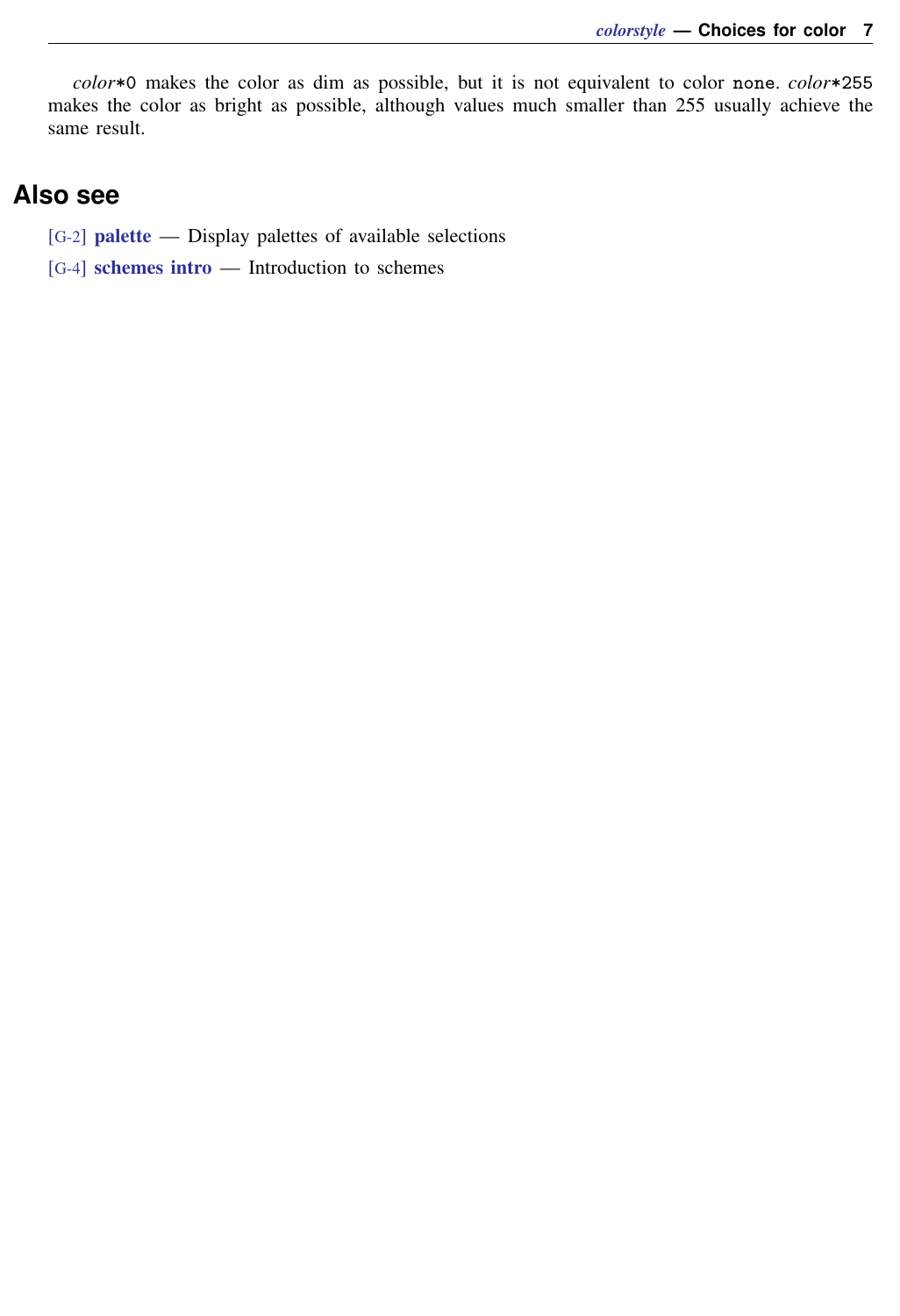*color*\*0 makes the color as dim as possible, but it is not equivalent to color none. *color*\*255 makes the color as bright as possible, although values much smaller than 255 usually achieve the same result.

## Also see

[G-2] **palette** — Display palettes of available selections

[G-4] **schemes intro** — Introduction to schemes